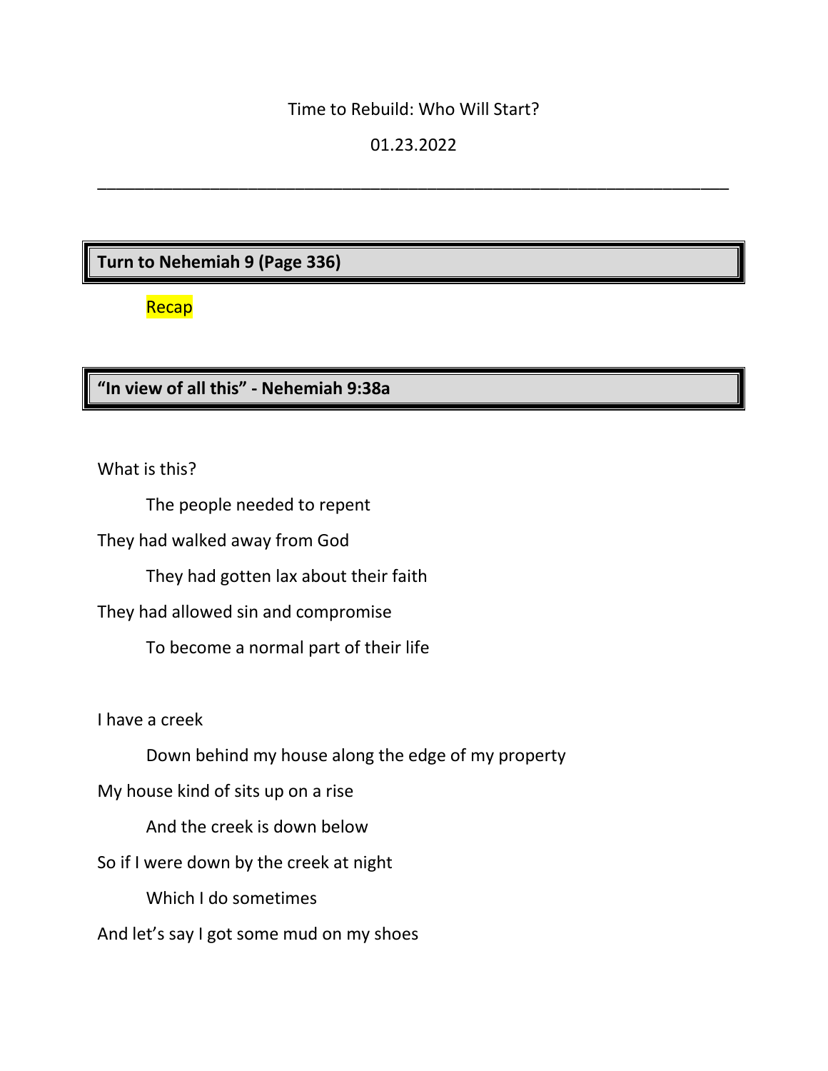Time to Rebuild: Who Will Start?

01.23.2022

---

**Turn to Nehemiah 9 (Page 336)**

Recap

**"In view of all this" - Nehemiah 9:38a**

What is this?

The people needed to repent

They had walked away from God

They had gotten lax about their faith

They had allowed sin and compromise

To become a normal part of their life

I have a creek

Down behind my house along the edge of my property

My house kind of sits up on a rise

And the creek is down below

So if I were down by the creek at night

Which I do sometimes

And let's say I got some mud on my shoes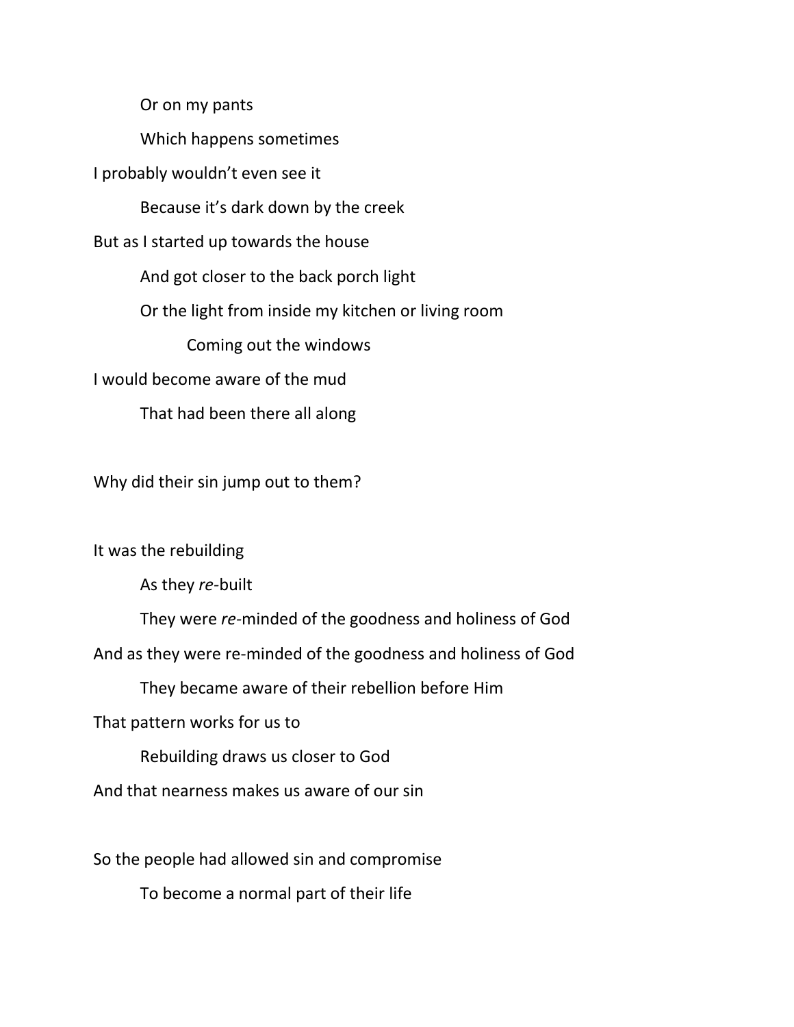Or on my pants

Which happens sometimes

I probably wouldn't even see it

Because it's dark down by the creek

But as I started up towards the house

And got closer to the back porch light

Or the light from inside my kitchen or living room

Coming out the windows

I would become aware of the mud

That had been there all along

Why did their sin jump out to them?

It was the rebuilding

As they *re*-built

They were *re*-minded of the goodness and holiness of God

And as they were re-minded of the goodness and holiness of God

They became aware of their rebellion before Him

That pattern works for us to

Rebuilding draws us closer to God

And that nearness makes us aware of our sin

So the people had allowed sin and compromise

To become a normal part of their life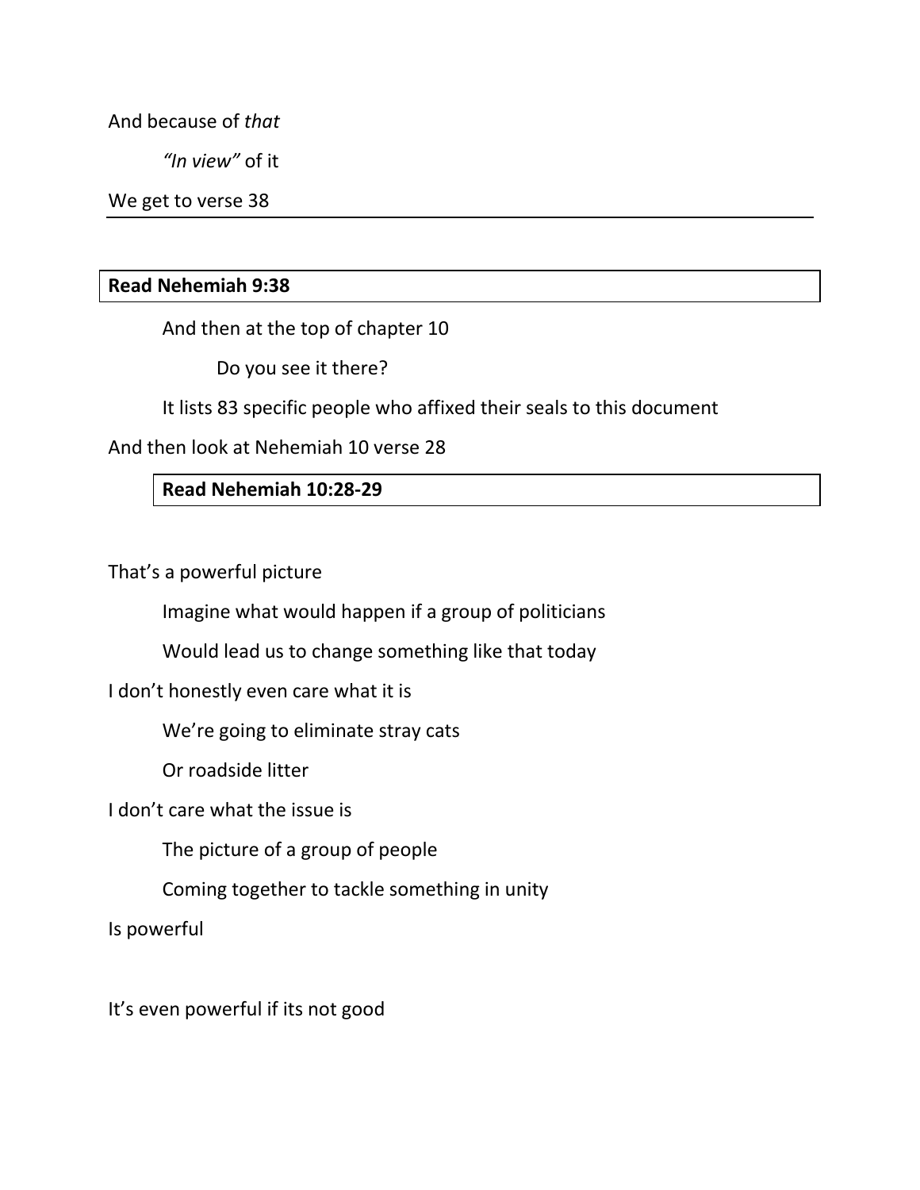And because of *that*

*"In view"* of it

We get to verse 38

---

**Read Nehemiah 9:38**

And then at the top of chapter 10

Do you see it there?

It lists 83 specific people who affixed their seals to this document

And then look at Nehemiah 10 verse 28

**Read Nehemiah 10:28-29**

That's a powerful picture

Imagine what would happen if a group of politicians

Would lead us to change something like that today

I don't honestly even care what it is

We're going to eliminate stray cats

Or roadside litter

I don't care what the issue is

The picture of a group of people

Coming together to tackle something in unity

Is powerful

It's even powerful if its not good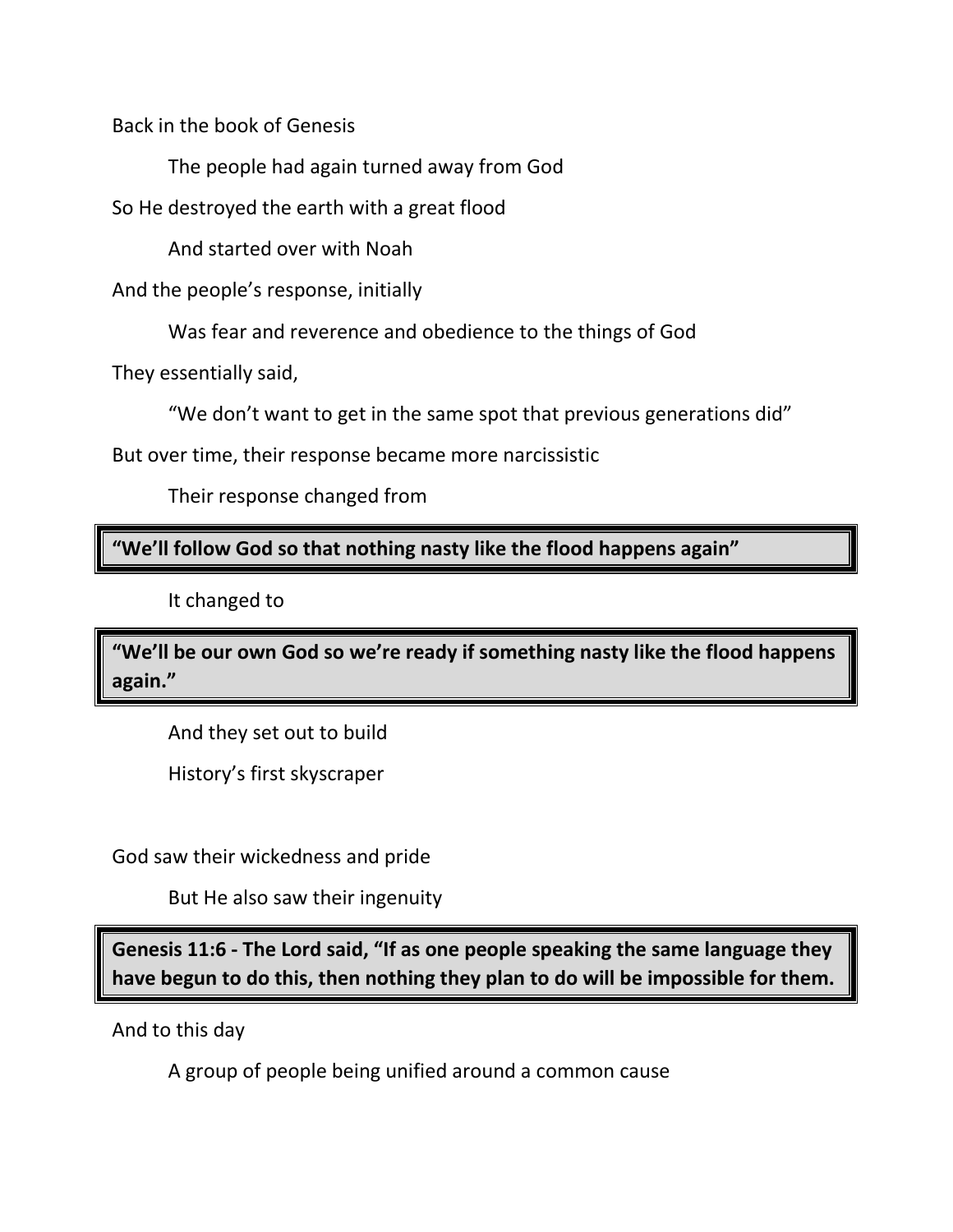Back in the book of Genesis

The people had again turned away from God

So He destroyed the earth with a great flood

And started over with Noah

And the people's response, initially

Was fear and reverence and obedience to the things of God

They essentially said,

"We don't want to get in the same spot that previous generations did"

But over time, their response became more narcissistic

Their response changed from

**"We'll follow God so that nothing nasty like the flood happens again"**

It changed to

**"We'll be our own God so we're ready if something nasty like the flood happens again."**

And they set out to build

History's first skyscraper

God saw their wickedness and pride

But He also saw their ingenuity

**Genesis 11:6 - The Lord said, "If as one people speaking the same language they have begun to do this, then nothing they plan to do will be impossible for them.**

And to this day

A group of people being unified around a common cause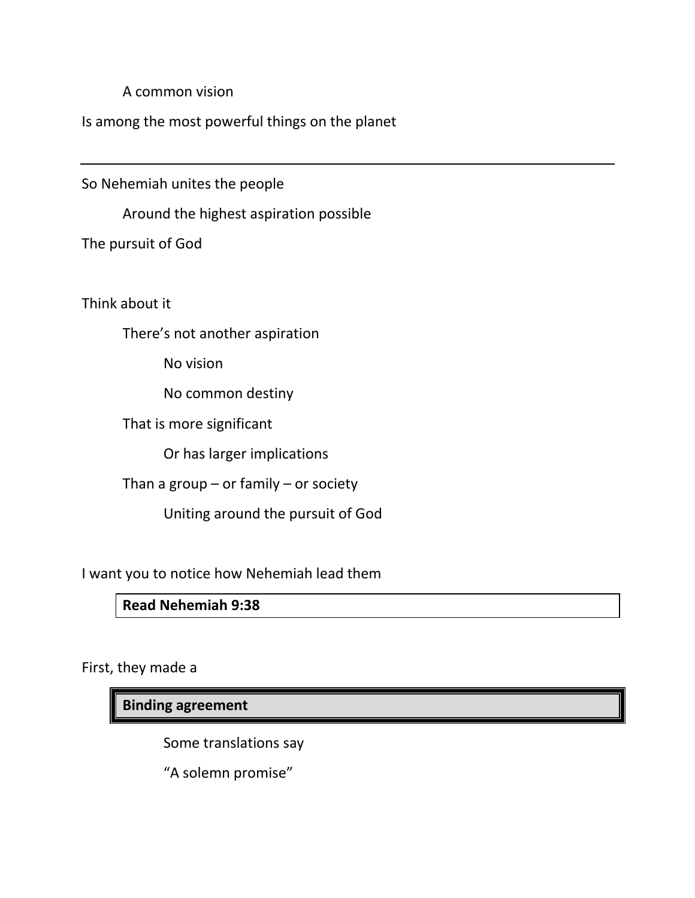A common vision

Is among the most powerful things on the planet

---

So Nehemiah unites the people

Around the highest aspiration possible

The pursuit of God

Think about it

There's not another aspiration

No vision

No common destiny

That is more significant

Or has larger implications

Than a group – or family – or society

Uniting around the pursuit of God

I want you to notice how Nehemiah lead them

**Read Nehemiah 9:38**

First, they made a

**Binding agreement**

Some translations say

"A solemn promise"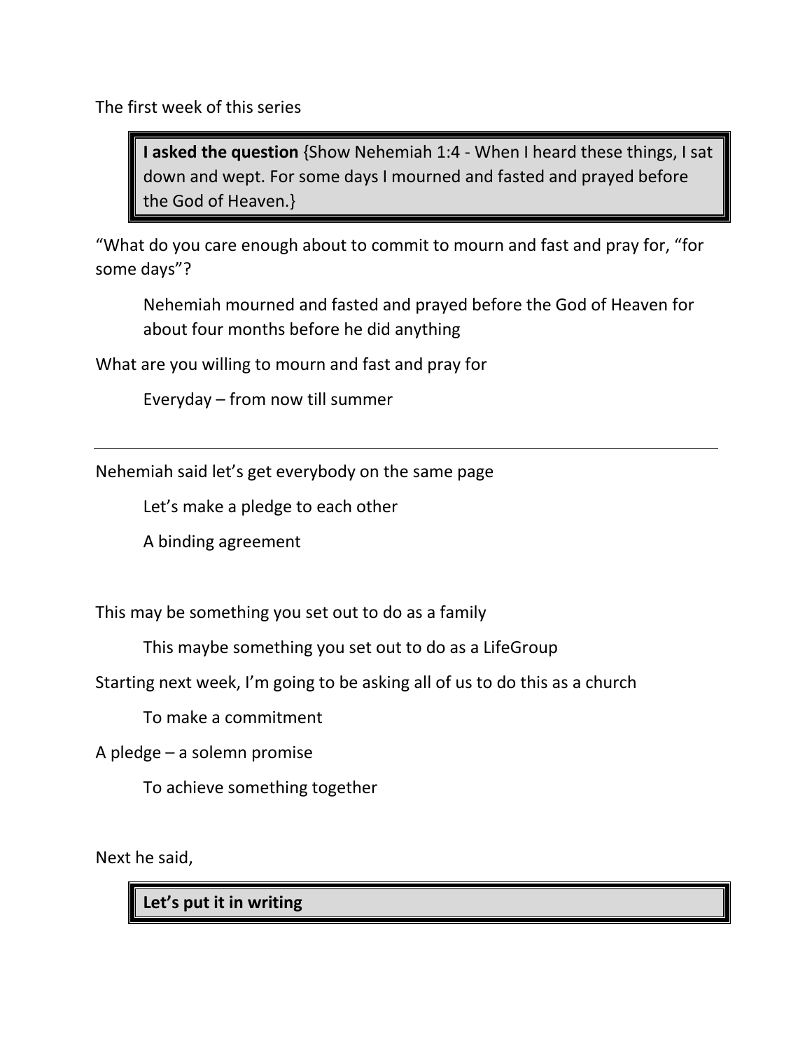The first week of this series

> **I asked the question** {Show Nehemiah 1:4 - When I heard these things, I sat down and wept. For some days I mourned and fasted and prayed before the God of Heaven.}

"What do you care enough about to commit to mourn and fast and pray for, "for some days"?

  Nehemiah mourned and fasted and prayed before the God of Heaven for about four months before he did anything

What are you willing to mourn and fast and pray for

  Everyday – from now till summer

---

Nehemiah said let's get everybody on the same page

  Let's make a pledge to each other

  A binding agreement

This may be something you set out to do as a family

  This maybe something you set out to do as a LifeGroup

Starting next week, I'm going to be asking all of us to do this as a church

  To make a commitment

A pledge – a solemn promise

  To achieve something together

Next he said,

> **Let's put it in writing**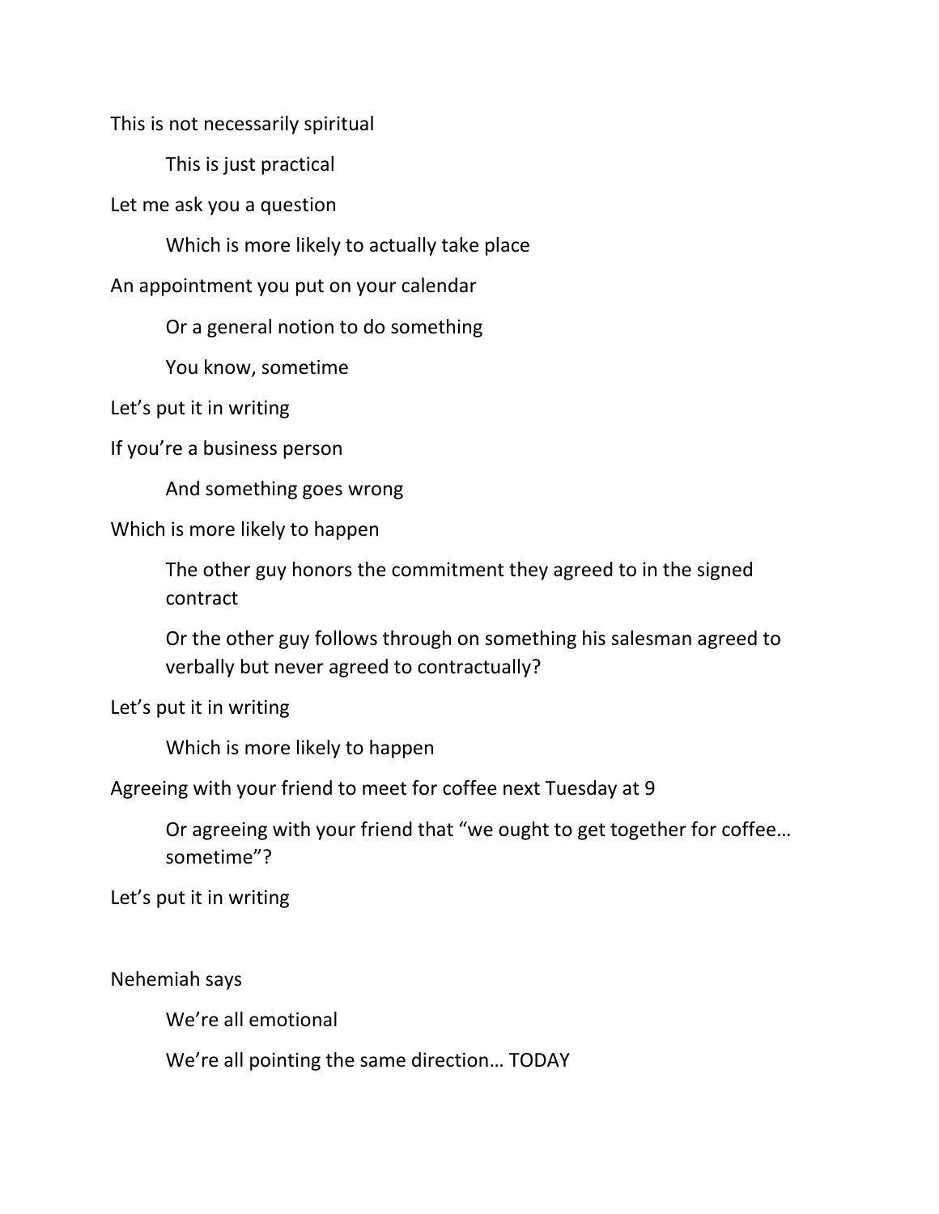This is not necessarily spiritual

    This is just practical

Let me ask you a question

    Which is more likely to actually take place

An appointment you put on your calendar

    Or a general notion to do something

    You know, sometime

Let's put it in writing

If you're a business person

    And something goes wrong

Which is more likely to happen

    The other guy honors the commitment they agreed to in the signed contract

    Or the other guy follows through on something his salesman agreed to verbally but never agreed to contractually?

Let's put it in writing

    Which is more likely to happen

Agreeing with your friend to meet for coffee next Tuesday at 9

    Or agreeing with your friend that "we ought to get together for coffee… sometime"?

Let's put it in writing

Nehemiah says

    We're all emotional

    We're all pointing the same direction… TODAY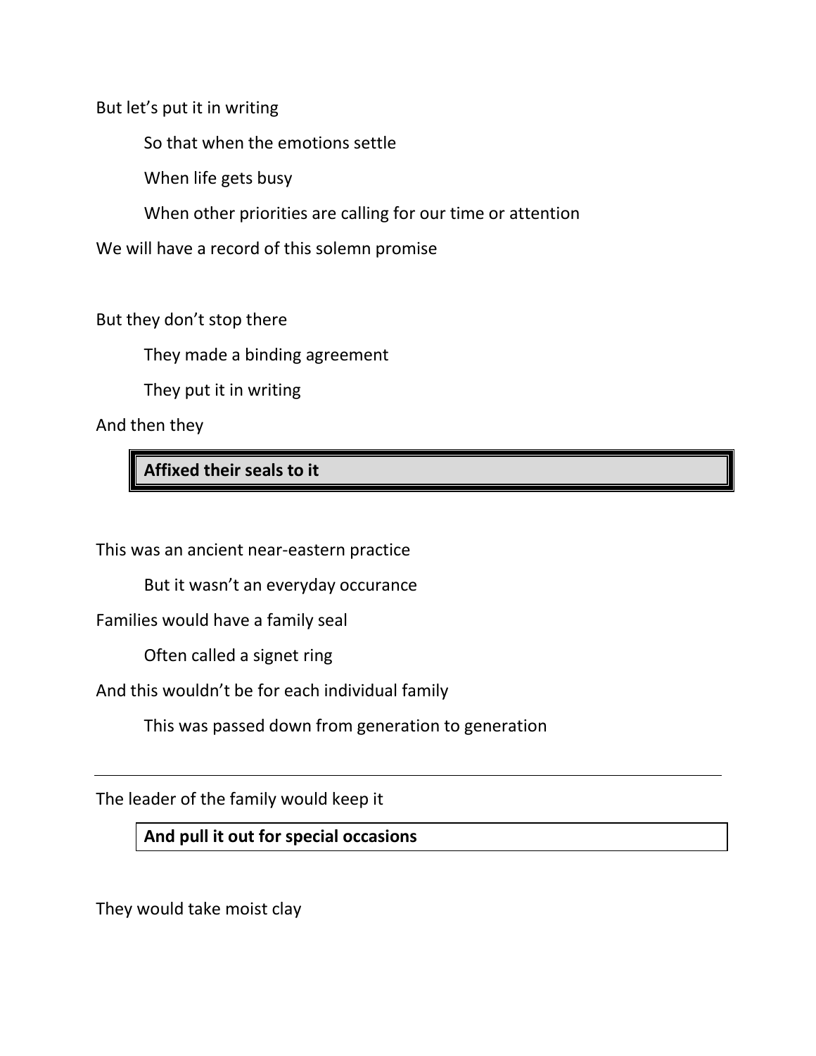But let's put it in writing

So that when the emotions settle

When life gets busy

When other priorities are calling for our time or attention

We will have a record of this solemn promise

But they don't stop there

They made a binding agreement

They put it in writing

And then they

**Affixed their seals to it**

This was an ancient near-eastern practice

But it wasn't an everyday occurance

Families would have a family seal

Often called a signet ring

And this wouldn't be for each individual family

This was passed down from generation to generation

---

The leader of the family would keep it

**And pull it out for special occasions**

They would take moist clay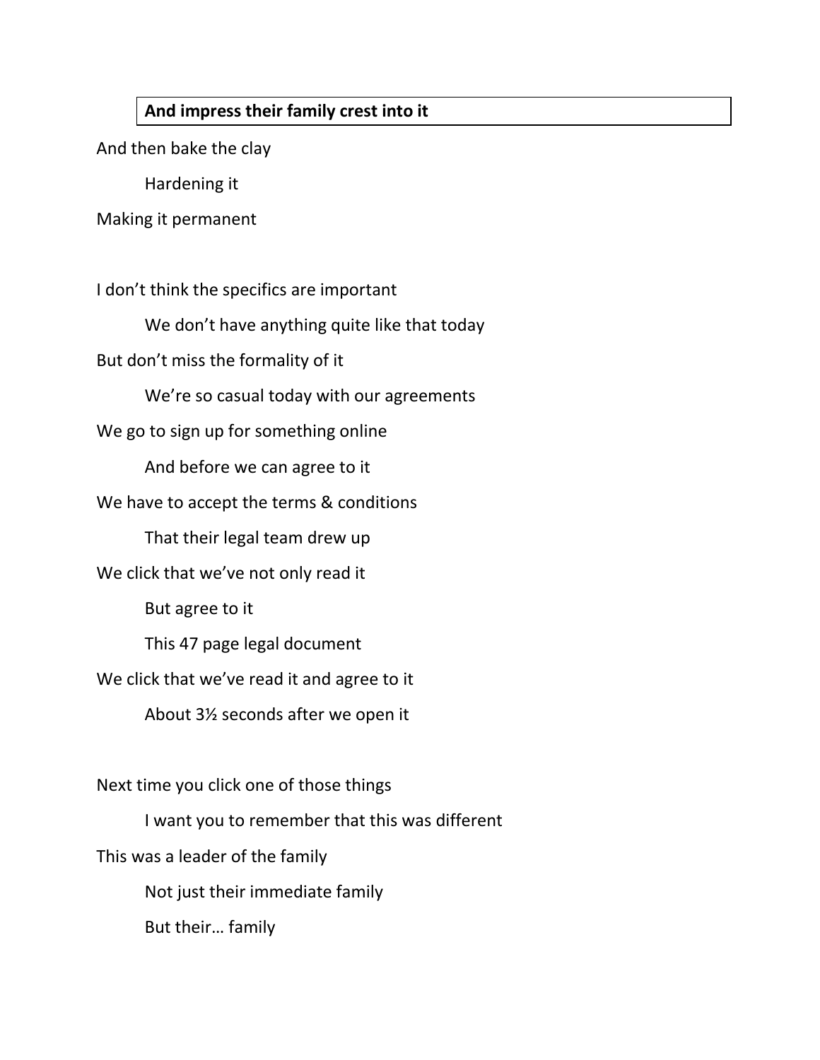**And impress their family crest into it**

And then bake the clay

Hardening it

Making it permanent

I don't think the specifics are important

We don't have anything quite like that today

But don't miss the formality of it

We're so casual today with our agreements

We go to sign up for something online

And before we can agree to it

We have to accept the terms & conditions

That their legal team drew up

We click that we've not only read it

But agree to it

This 47 page legal document

We click that we've read it and agree to it

About 3½ seconds after we open it

Next time you click one of those things

I want you to remember that this was different

This was a leader of the family

Not just their immediate family

But their… family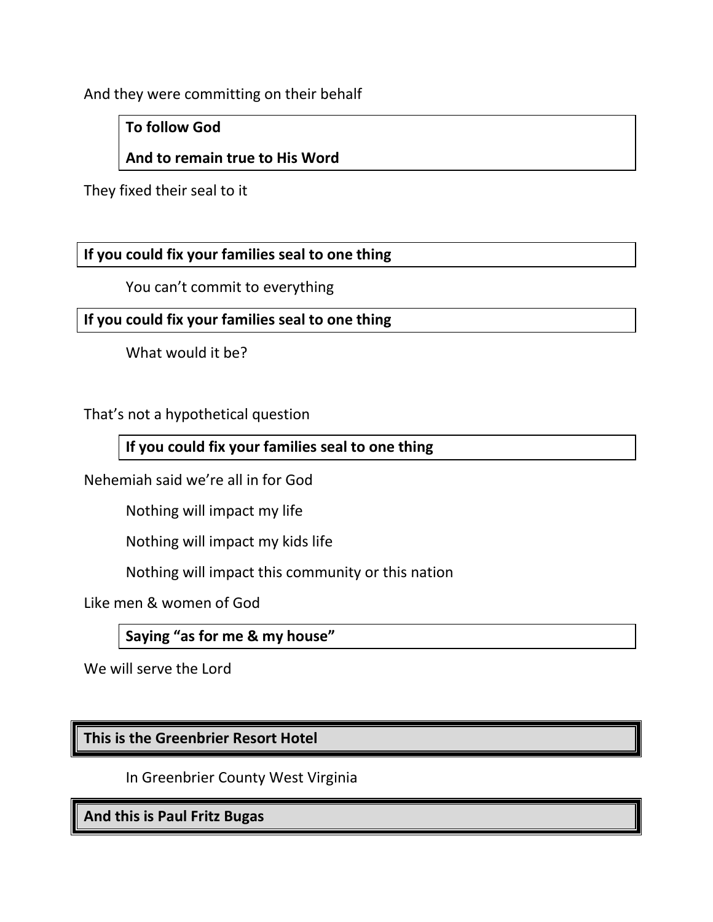And they were committing on their behalf

**To follow God**

**And to remain true to His Word**

They fixed their seal to it

**If you could fix your families seal to one thing**

You can't commit to everything

**If you could fix your families seal to one thing**

What would it be?

That's not a hypothetical question

**If you could fix your families seal to one thing**

Nehemiah said we're all in for God

Nothing will impact my life

Nothing will impact my kids life

Nothing will impact this community or this nation

Like men & women of God

**Saying "as for me & my house"**

We will serve the Lord

**This is the Greenbrier Resort Hotel**

In Greenbrier County West Virginia

**And this is Paul Fritz Bugas**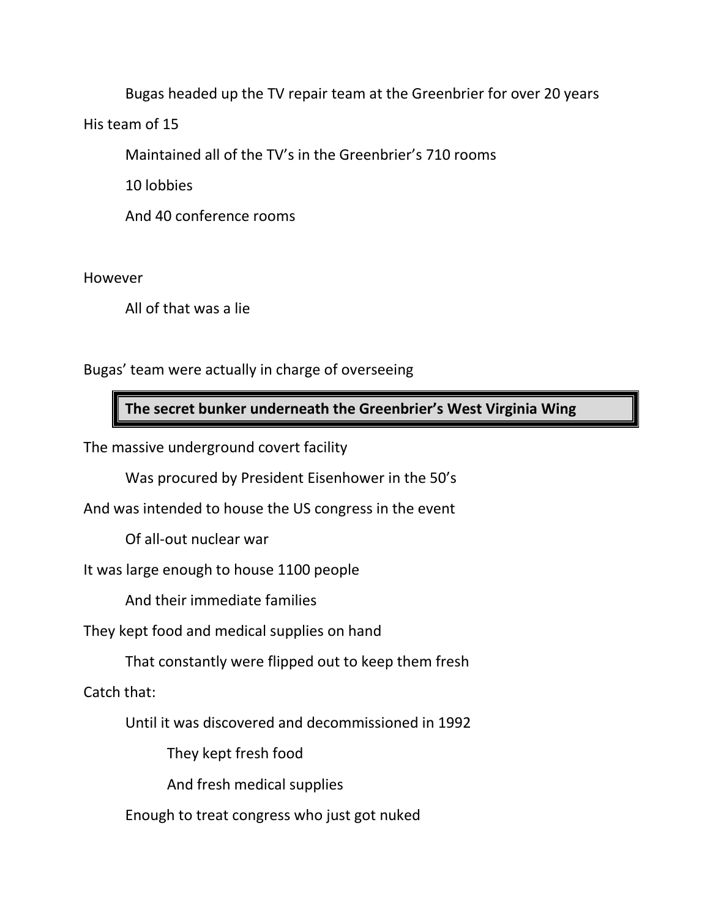Bugas headed up the TV repair team at the Greenbrier for over 20 years

His team of 15

Maintained all of the TV's in the Greenbrier's 710 rooms

10 lobbies

And 40 conference rooms

However

All of that was a lie

Bugas' team were actually in charge of overseeing

**The secret bunker underneath the Greenbrier's West Virginia Wing**

The massive underground covert facility

Was procured by President Eisenhower in the 50's

And was intended to house the US congress in the event

Of all-out nuclear war

It was large enough to house 1100 people

And their immediate families

They kept food and medical supplies on hand

That constantly were flipped out to keep them fresh

Catch that:

Until it was discovered and decommissioned in 1992

They kept fresh food

And fresh medical supplies

Enough to treat congress who just got nuked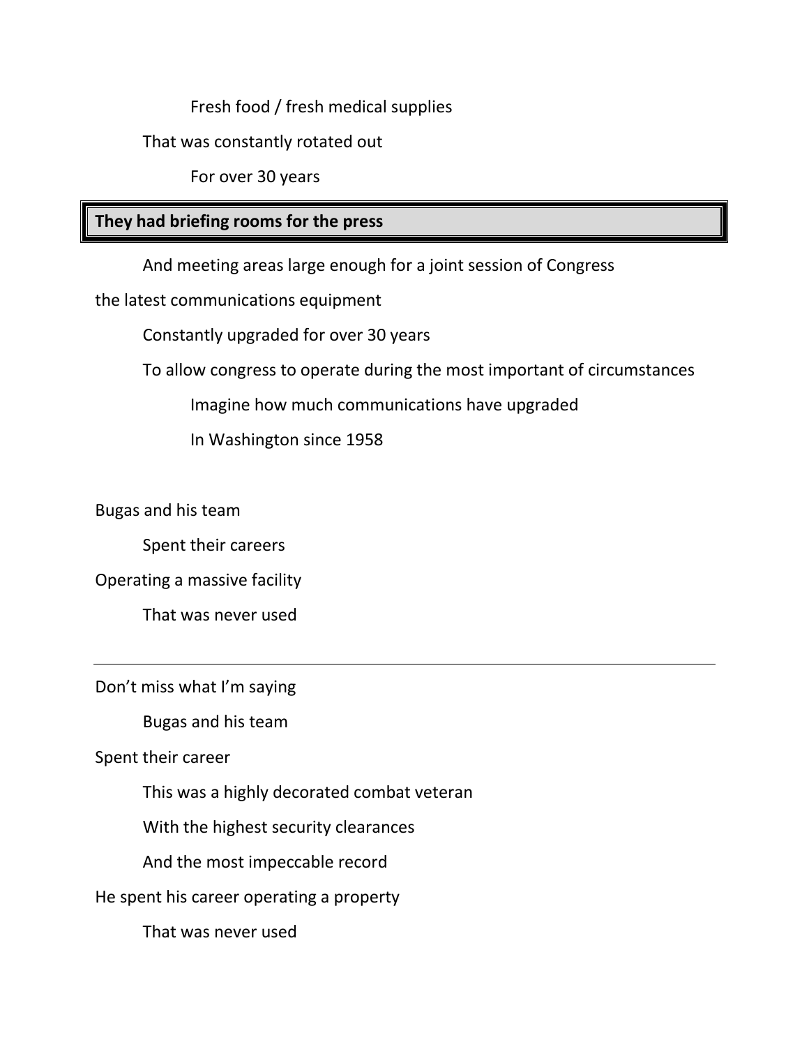Fresh food / fresh medical supplies

That was constantly rotated out

For over 30 years

**They had briefing rooms for the press**

And meeting areas large enough for a joint session of Congress

the latest communications equipment

Constantly upgraded for over 30 years

To allow congress to operate during the most important of circumstances

Imagine how much communications have upgraded

In Washington since 1958

Bugas and his team

Spent their careers

Operating a massive facility

That was never used

---

Don't miss what I'm saying

Bugas and his team

Spent their career

This was a highly decorated combat veteran

With the highest security clearances

And the most impeccable record

He spent his career operating a property

That was never used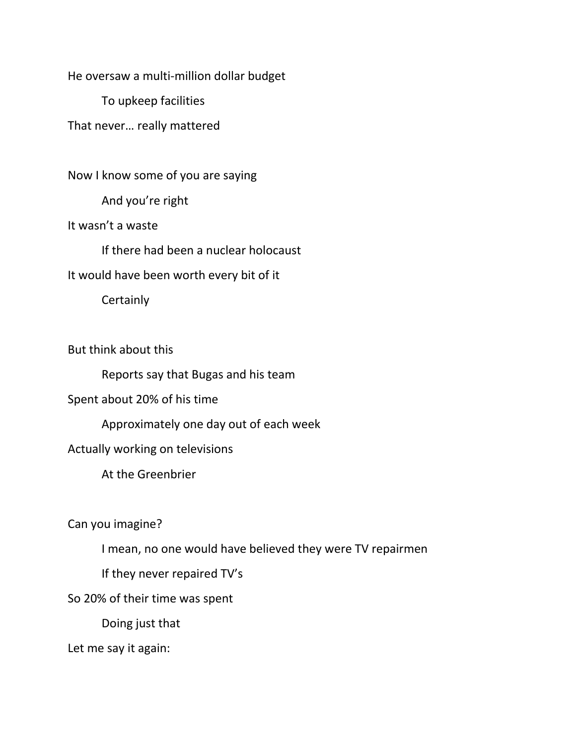He oversaw a multi-million dollar budget

To upkeep facilities

That never… really mattered

Now I know some of you are saying

And you're right

It wasn't a waste

If there had been a nuclear holocaust

It would have been worth every bit of it

Certainly

But think about this

Reports say that Bugas and his team

Spent about 20% of his time

Approximately one day out of each week

Actually working on televisions

At the Greenbrier

Can you imagine?

I mean, no one would have believed they were TV repairmen

If they never repaired TV's

So 20% of their time was spent

Doing just that

Let me say it again: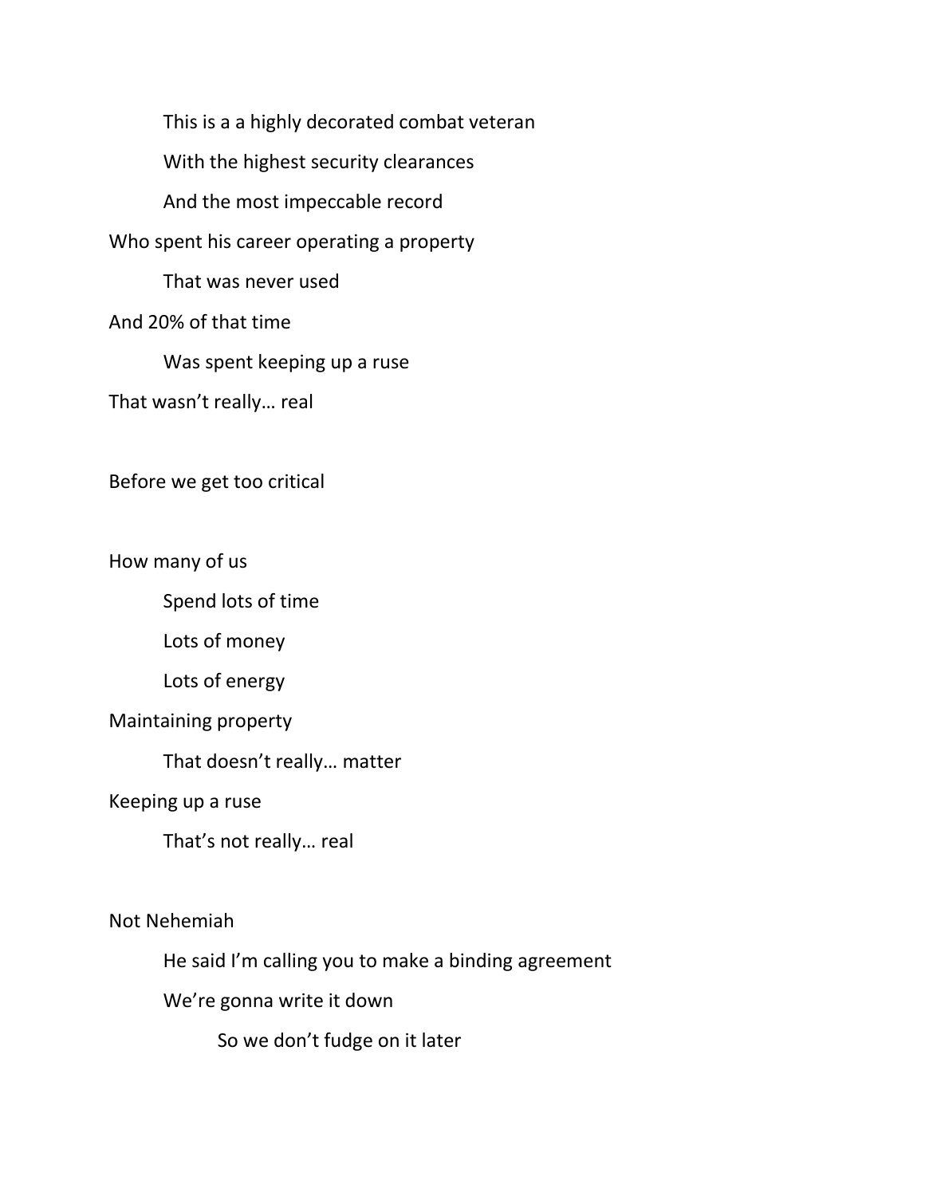This is a a highly decorated combat veteran

With the highest security clearances

And the most impeccable record

Who spent his career operating a property

That was never used

And 20% of that time

Was spent keeping up a ruse

That wasn't really… real

Before we get too critical

How many of us

Spend lots of time

Lots of money

Lots of energy

Maintaining property

That doesn't really… matter

Keeping up a ruse

That's not really… real

Not Nehemiah

He said I'm calling you to make a binding agreement

We're gonna write it down

So we don't fudge on it later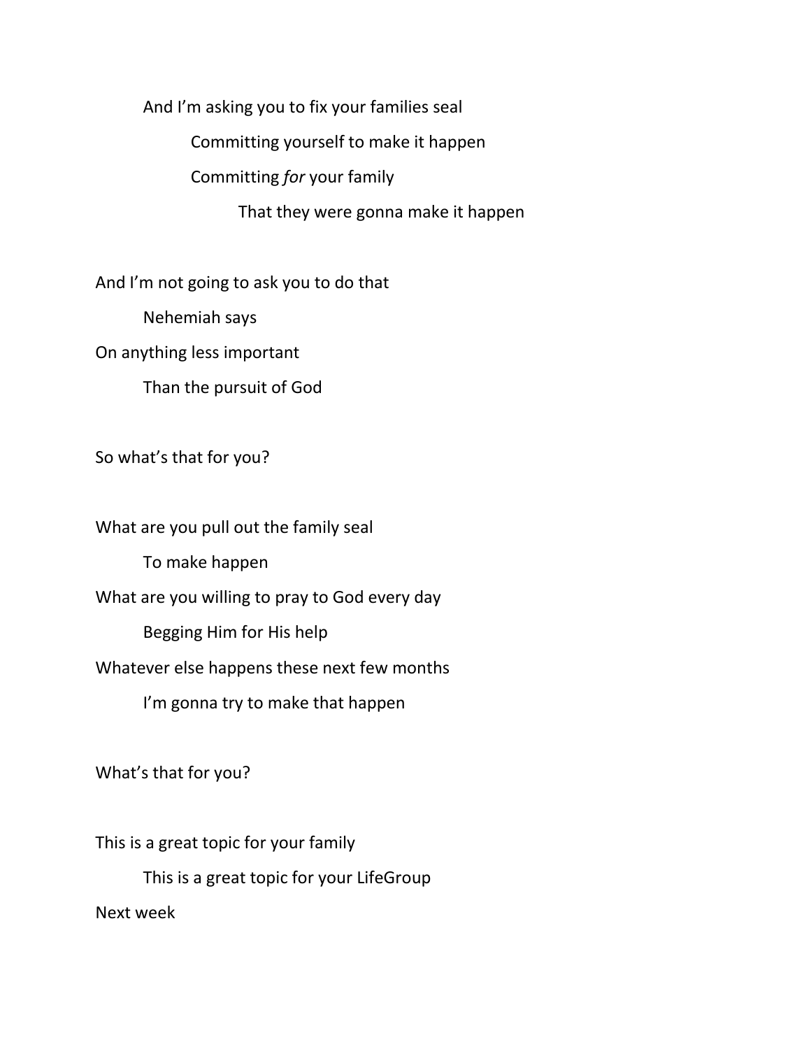And I'm asking you to fix your families seal

Committing yourself to make it happen

Committing *for* your family

That they were gonna make it happen

And I'm not going to ask you to do that

Nehemiah says

On anything less important

Than the pursuit of God

So what's that for you?

What are you pull out the family seal

To make happen

What are you willing to pray to God every day

Begging Him for His help

Whatever else happens these next few months

I'm gonna try to make that happen

What's that for you?

This is a great topic for your family

This is a great topic for your LifeGroup

Next week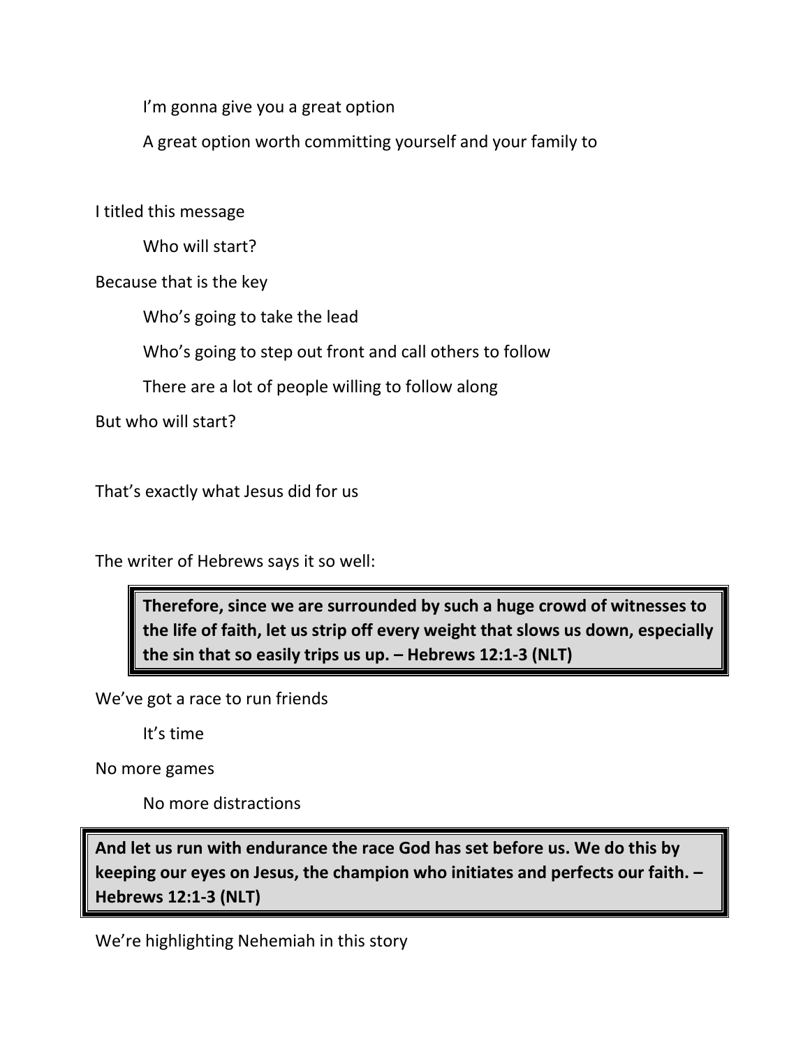I'm gonna give you a great option

A great option worth committing yourself and your family to

I titled this message

Who will start?

Because that is the key

Who's going to take the lead

Who's going to step out front and call others to follow

There are a lot of people willing to follow along

But who will start?

That's exactly what Jesus did for us

The writer of Hebrews says it so well:

> **Therefore, since we are surrounded by such a huge crowd of witnesses to the life of faith, let us strip off every weight that slows us down, especially the sin that so easily trips us up. – Hebrews 12:1-3 (NLT)**

We've got a race to run friends

It's time

No more games

No more distractions

> **And let us run with endurance the race God has set before us. We do this by keeping our eyes on Jesus, the champion who initiates and perfects our faith. – Hebrews 12:1-3 (NLT)**

We're highlighting Nehemiah in this story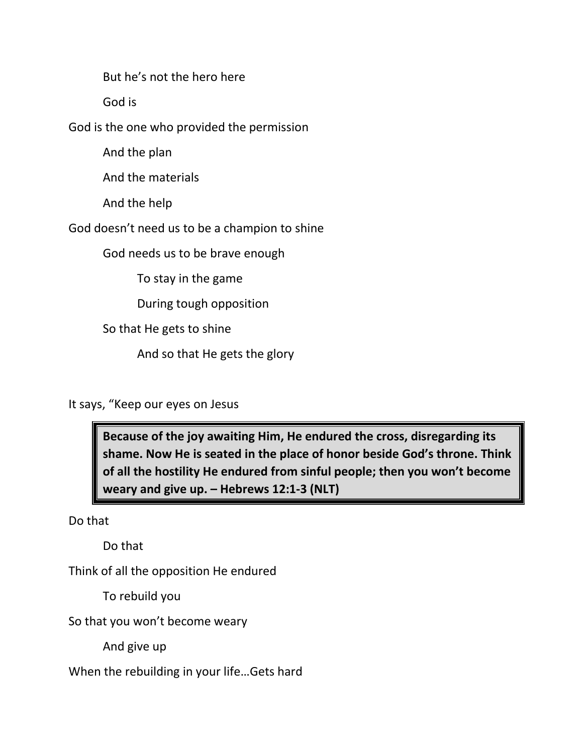But he's not the hero here

God is

God is the one who provided the permission

And the plan

And the materials

And the help

God doesn't need us to be a champion to shine

God needs us to be brave enough

To stay in the game

During tough opposition

So that He gets to shine

And so that He gets the glory

It says, "Keep our eyes on Jesus

> **Because of the joy awaiting Him, He endured the cross, disregarding its shame. Now He is seated in the place of honor beside God's throne. Think of all the hostility He endured from sinful people; then you won't become weary and give up. – Hebrews 12:1-3 (NLT)**

Do that

Do that

Think of all the opposition He endured

To rebuild you

So that you won't become weary

And give up

When the rebuilding in your life…Gets hard